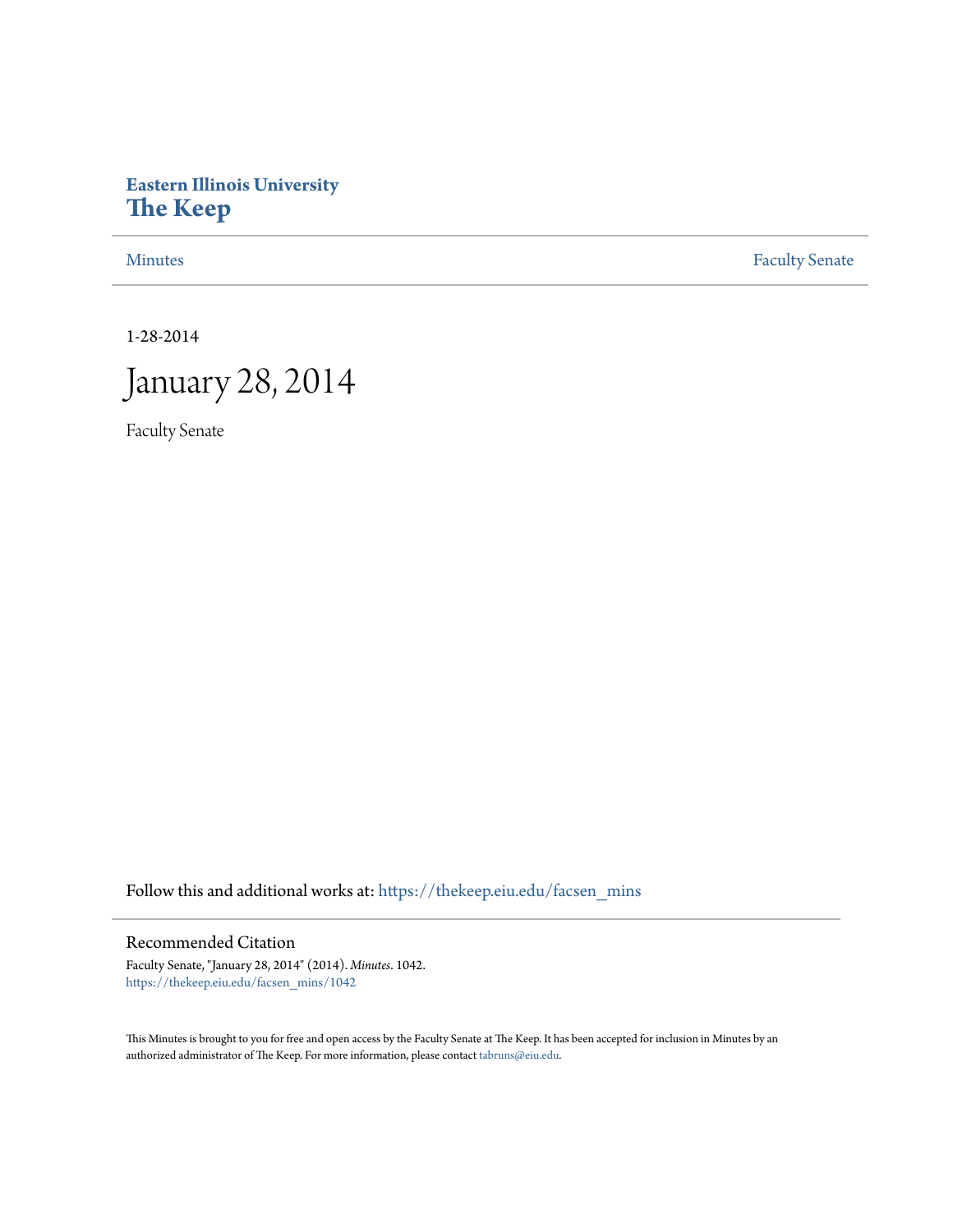**Eastern Illinois University**
# The Keep

Minutes | Faculty Senate

1-28-2014

# January 28, 2014

Faculty Senate

Follow this and additional works at: https://thekeep.eiu.edu/facsen_mins

## Recommended Citation

Faculty Senate, "January 28, 2014" (2014). *Minutes*. 1042.
https://thekeep.eiu.edu/facsen_mins/1042

This Minutes is brought to you for free and open access by the Faculty Senate at The Keep. It has been accepted for inclusion in Minutes by an authorized administrator of The Keep. For more information, please contact tabruns@eiu.edu.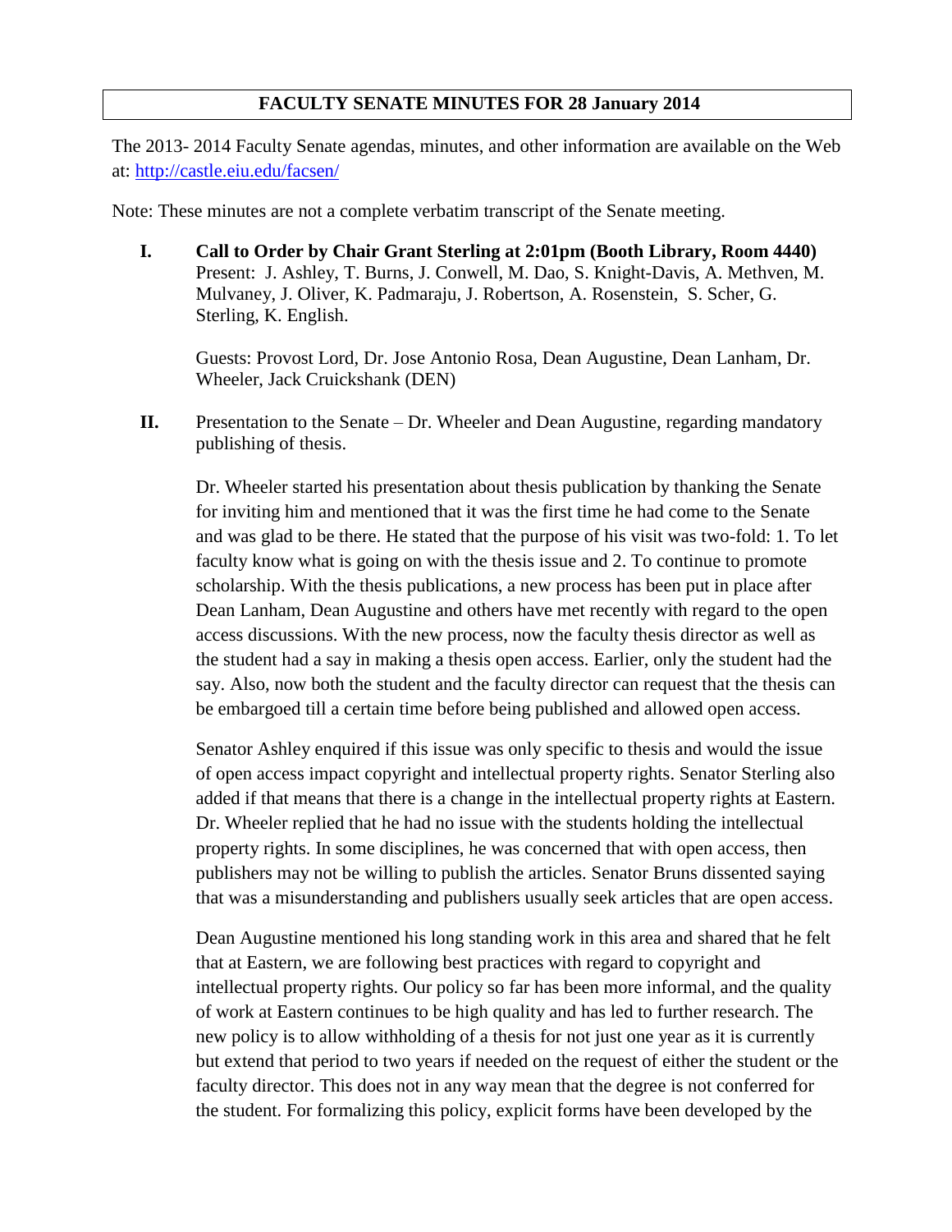**FACULTY SENATE MINUTES FOR 28 January 2014**

The 2013- 2014 Faculty Senate agendas, minutes, and other information are available on the Web at: http://castle.eiu.edu/facsen/

Note: These minutes are not a complete verbatim transcript of the Senate meeting.

**I. Call to Order by Chair Grant Sterling at 2:01pm (Booth Library, Room 4440)**
Present: J. Ashley, T. Burns, J. Conwell, M. Dao, S. Knight-Davis, A. Methven, M. Mulvaney, J. Oliver, K. Padmaraju, J. Robertson, A. Rosenstein, S. Scher, G. Sterling, K. English.

Guests: Provost Lord, Dr. Jose Antonio Rosa, Dean Augustine, Dean Lanham, Dr. Wheeler, Jack Cruickshank (DEN)

**II.** Presentation to the Senate – Dr. Wheeler and Dean Augustine, regarding mandatory publishing of thesis.

Dr. Wheeler started his presentation about thesis publication by thanking the Senate for inviting him and mentioned that it was the first time he had come to the Senate and was glad to be there. He stated that the purpose of his visit was two-fold: 1. To let faculty know what is going on with the thesis issue and 2. To continue to promote scholarship. With the thesis publications, a new process has been put in place after Dean Lanham, Dean Augustine and others have met recently with regard to the open access discussions. With the new process, now the faculty thesis director as well as the student had a say in making a thesis open access. Earlier, only the student had the say. Also, now both the student and the faculty director can request that the thesis can be embargoed till a certain time before being published and allowed open access.

Senator Ashley enquired if this issue was only specific to thesis and would the issue of open access impact copyright and intellectual property rights. Senator Sterling also added if that means that there is a change in the intellectual property rights at Eastern. Dr. Wheeler replied that he had no issue with the students holding the intellectual property rights. In some disciplines, he was concerned that with open access, then publishers may not be willing to publish the articles. Senator Bruns dissented saying that was a misunderstanding and publishers usually seek articles that are open access.

Dean Augustine mentioned his long standing work in this area and shared that he felt that at Eastern, we are following best practices with regard to copyright and intellectual property rights. Our policy so far has been more informal, and the quality of work at Eastern continues to be high quality and has led to further research. The new policy is to allow withholding of a thesis for not just one year as it is currently but extend that period to two years if needed on the request of either the student or the faculty director. This does not in any way mean that the degree is not conferred for the student. For formalizing this policy, explicit forms have been developed by the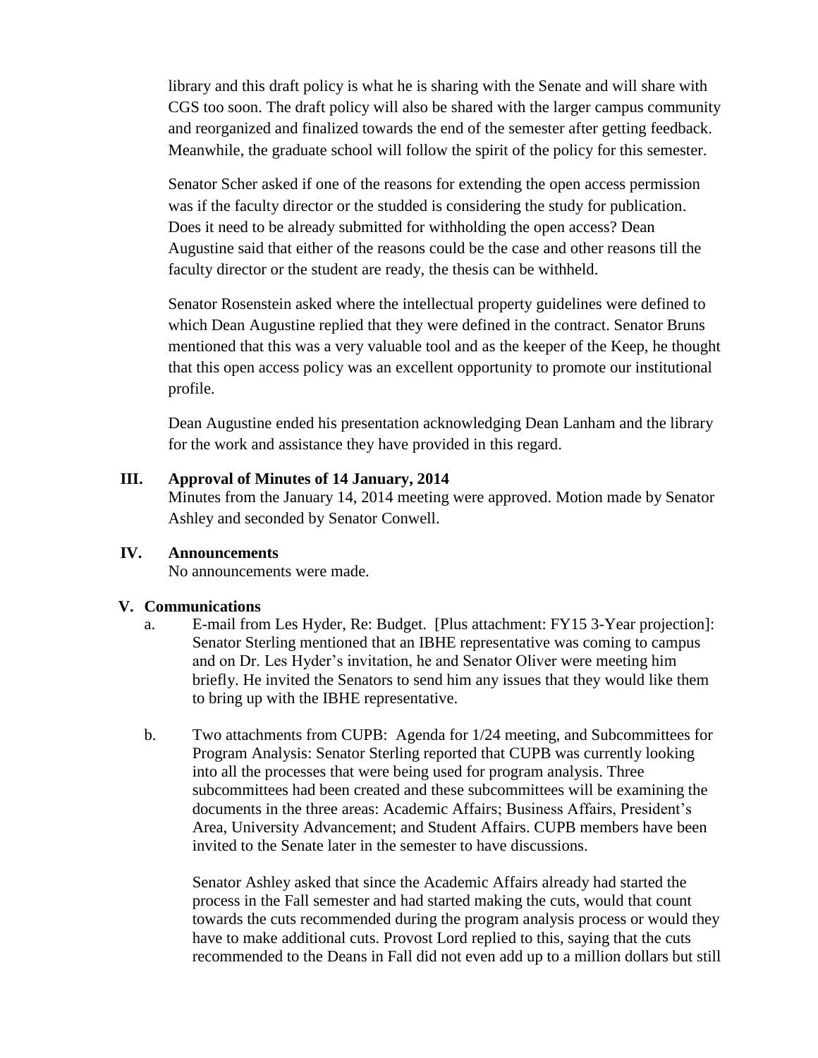library and this draft policy is what he is sharing with the Senate and will share with CGS too soon. The draft policy will also be shared with the larger campus community and reorganized and finalized towards the end of the semester after getting feedback. Meanwhile, the graduate school will follow the spirit of the policy for this semester.

Senator Scher asked if one of the reasons for extending the open access permission was if the faculty director or the studded is considering the study for publication. Does it need to be already submitted for withholding the open access? Dean Augustine said that either of the reasons could be the case and other reasons till the faculty director or the student are ready, the thesis can be withheld.

Senator Rosenstein asked where the intellectual property guidelines were defined to which Dean Augustine replied that they were defined in the contract. Senator Bruns mentioned that this was a very valuable tool and as the keeper of the Keep, he thought that this open access policy was an excellent opportunity to promote our institutional profile.

Dean Augustine ended his presentation acknowledging Dean Lanham and the library for the work and assistance they have provided in this regard.

## III. Approval of Minutes of 14 January, 2014

Minutes from the January 14, 2014 meeting were approved. Motion made by Senator Ashley and seconded by Senator Conwell.

## IV. Announcements

No announcements were made.

## V. Communications

a. E-mail from Les Hyder, Re: Budget. [Plus attachment: FY15 3-Year projection]: Senator Sterling mentioned that an IBHE representative was coming to campus and on Dr. Les Hyder's invitation, he and Senator Oliver were meeting him briefly. He invited the Senators to send him any issues that they would like them to bring up with the IBHE representative.

b. Two attachments from CUPB: Agenda for 1/24 meeting, and Subcommittees for Program Analysis: Senator Sterling reported that CUPB was currently looking into all the processes that were being used for program analysis. Three subcommittees had been created and these subcommittees will be examining the documents in the three areas: Academic Affairs; Business Affairs, President's Area, University Advancement; and Student Affairs. CUPB members have been invited to the Senate later in the semester to have discussions.

   Senator Ashley asked that since the Academic Affairs already had started the process in the Fall semester and had started making the cuts, would that count towards the cuts recommended during the program analysis process or would they have to make additional cuts. Provost Lord replied to this, saying that the cuts recommended to the Deans in Fall did not even add up to a million dollars but still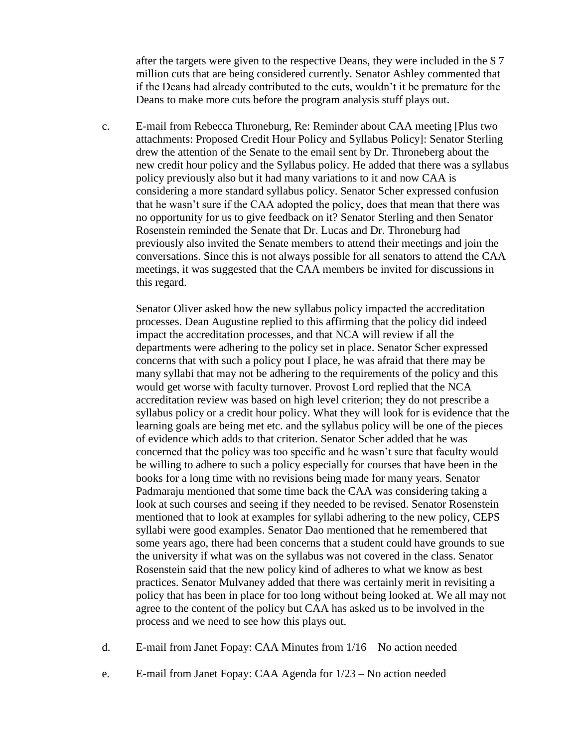after the targets were given to the respective Deans, they were included in the $ 7 million cuts that are being considered currently. Senator Ashley commented that if the Deans had already contributed to the cuts, wouldn't it be premature for the Deans to make more cuts before the program analysis stuff plays out.

c. E-mail from Rebecca Throneburg, Re: Reminder about CAA meeting [Plus two attachments: Proposed Credit Hour Policy and Syllabus Policy]: Senator Sterling drew the attention of the Senate to the email sent by Dr. Throneberg about the new credit hour policy and the Syllabus policy. He added that there was a syllabus policy previously also but it had many variations to it and now CAA is considering a more standard syllabus policy. Senator Scher expressed confusion that he wasn't sure if the CAA adopted the policy, does that mean that there was no opportunity for us to give feedback on it? Senator Sterling and then Senator Rosenstein reminded the Senate that Dr. Lucas and Dr. Throneburg had previously also invited the Senate members to attend their meetings and join the conversations. Since this is not always possible for all senators to attend the CAA meetings, it was suggested that the CAA members be invited for discussions in this regard.

   Senator Oliver asked how the new syllabus policy impacted the accreditation processes. Dean Augustine replied to this affirming that the policy did indeed impact the accreditation processes, and that NCA will review if all the departments were adhering to the policy set in place. Senator Scher expressed concerns that with such a policy pout I place, he was afraid that there may be many syllabi that may not be adhering to the requirements of the policy and this would get worse with faculty turnover. Provost Lord replied that the NCA accreditation review was based on high level criterion; they do not prescribe a syllabus policy or a credit hour policy. What they will look for is evidence that the learning goals are being met etc. and the syllabus policy will be one of the pieces of evidence which adds to that criterion. Senator Scher added that he was concerned that the policy was too specific and he wasn't sure that faculty would be willing to adhere to such a policy especially for courses that have been in the books for a long time with no revisions being made for many years. Senator Padmaraju mentioned that some time back the CAA was considering taking a look at such courses and seeing if they needed to be revised. Senator Rosenstein mentioned that to look at examples for syllabi adhering to the new policy, CEPS syllabi were good examples. Senator Dao mentioned that he remembered that some years ago, there had been concerns that a student could have grounds to sue the university if what was on the syllabus was not covered in the class. Senator Rosenstein said that the new policy kind of adheres to what we know as best practices. Senator Mulvaney added that there was certainly merit in revisiting a policy that has been in place for too long without being looked at. We all may not agree to the content of the policy but CAA has asked us to be involved in the process and we need to see how this plays out.

d. E-mail from Janet Fopay: CAA Minutes from 1/16 – No action needed

e. E-mail from Janet Fopay: CAA Agenda for 1/23 – No action needed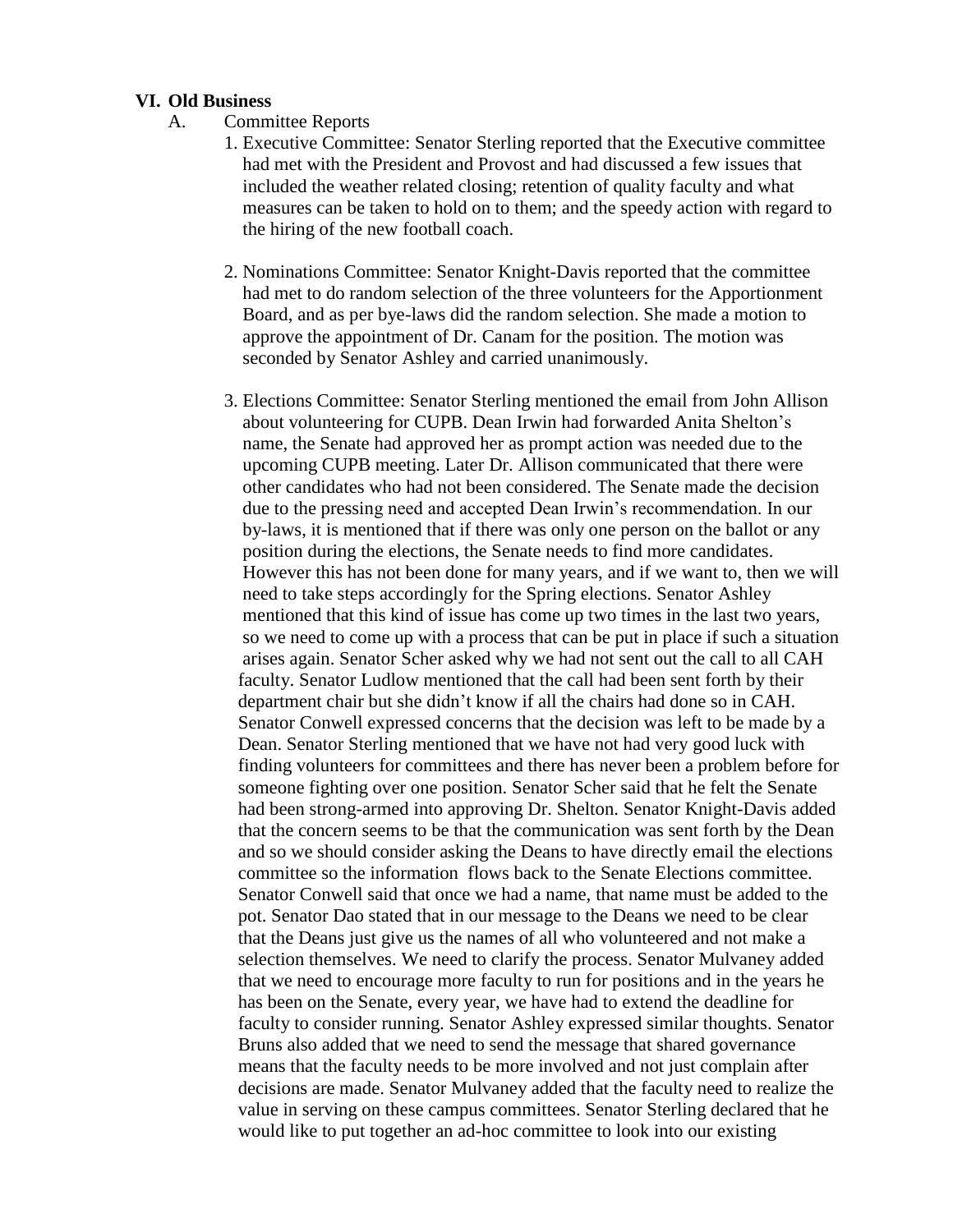## VI. Old Business

A. Committee Reports

1. Executive Committee: Senator Sterling reported that the Executive committee had met with the President and Provost and had discussed a few issues that included the weather related closing; retention of quality faculty and what measures can be taken to hold on to them; and the speedy action with regard to the hiring of the new football coach.

2. Nominations Committee: Senator Knight-Davis reported that the committee had met to do random selection of the three volunteers for the Apportionment Board, and as per bye-laws did the random selection. She made a motion to approve the appointment of Dr. Canam for the position. The motion was seconded by Senator Ashley and carried unanimously.

3. Elections Committee: Senator Sterling mentioned the email from John Allison about volunteering for CUPB. Dean Irwin had forwarded Anita Shelton's name, the Senate had approved her as prompt action was needed due to the upcoming CUPB meeting. Later Dr. Allison communicated that there were other candidates who had not been considered. The Senate made the decision due to the pressing need and accepted Dean Irwin's recommendation. In our by-laws, it is mentioned that if there was only one person on the ballot or any position during the elections, the Senate needs to find more candidates. However this has not been done for many years, and if we want to, then we will need to take steps accordingly for the Spring elections. Senator Ashley mentioned that this kind of issue has come up two times in the last two years, so we need to come up with a process that can be put in place if such a situation arises again. Senator Scher asked why we had not sent out the call to all CAH faculty. Senator Ludlow mentioned that the call had been sent forth by their department chair but she didn't know if all the chairs had done so in CAH. Senator Conwell expressed concerns that the decision was left to be made by a Dean. Senator Sterling mentioned that we have not had very good luck with finding volunteers for committees and there has never been a problem before for someone fighting over one position. Senator Scher said that he felt the Senate had been strong-armed into approving Dr. Shelton. Senator Knight-Davis added that the concern seems to be that the communication was sent forth by the Dean and so we should consider asking the Deans to have directly email the elections committee so the information flows back to the Senate Elections committee. Senator Conwell said that once we had a name, that name must be added to the pot. Senator Dao stated that in our message to the Deans we need to be clear that the Deans just give us the names of all who volunteered and not make a selection themselves. We need to clarify the process. Senator Mulvaney added that we need to encourage more faculty to run for positions and in the years he has been on the Senate, every year, we have had to extend the deadline for faculty to consider running. Senator Ashley expressed similar thoughts. Senator Bruns also added that we need to send the message that shared governance means that the faculty needs to be more involved and not just complain after decisions are made. Senator Mulvaney added that the faculty need to realize the value in serving on these campus committees. Senator Sterling declared that he would like to put together an ad-hoc committee to look into our existing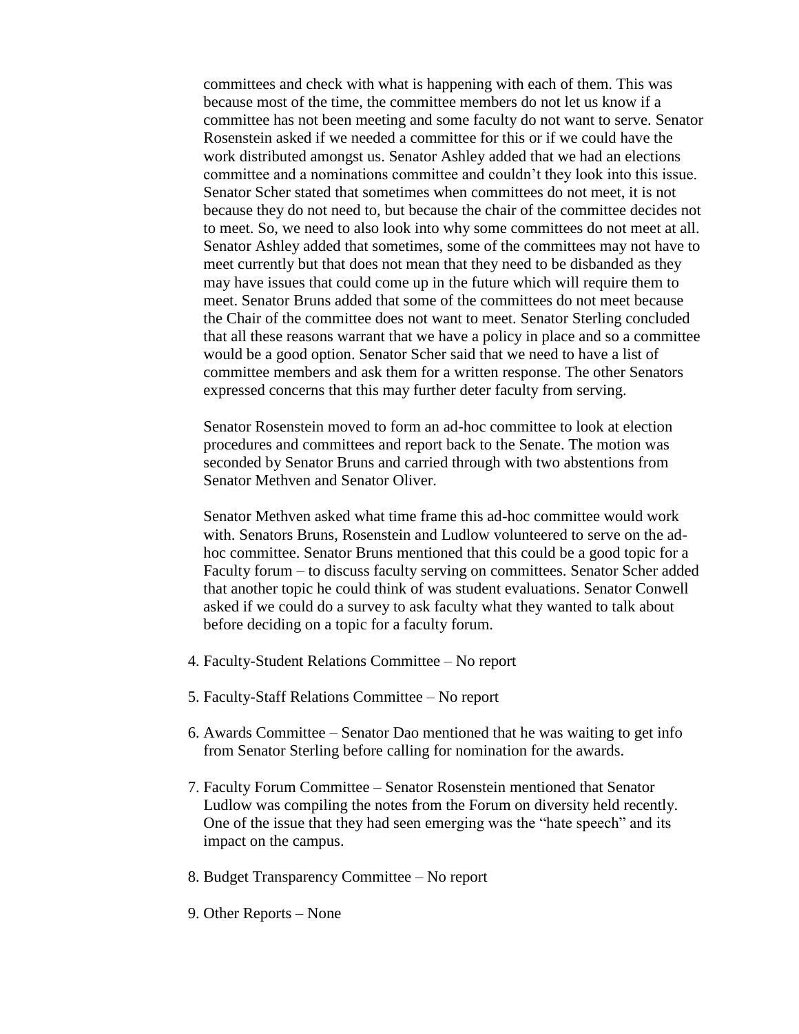committees and check with what is happening with each of them. This was because most of the time, the committee members do not let us know if a committee has not been meeting and some faculty do not want to serve. Senator Rosenstein asked if we needed a committee for this or if we could have the work distributed amongst us. Senator Ashley added that we had an elections committee and a nominations committee and couldn't they look into this issue. Senator Scher stated that sometimes when committees do not meet, it is not because they do not need to, but because the chair of the committee decides not to meet. So, we need to also look into why some committees do not meet at all. Senator Ashley added that sometimes, some of the committees may not have to meet currently but that does not mean that they need to be disbanded as they may have issues that could come up in the future which will require them to meet. Senator Bruns added that some of the committees do not meet because the Chair of the committee does not want to meet. Senator Sterling concluded that all these reasons warrant that we have a policy in place and so a committee would be a good option. Senator Scher said that we need to have a list of committee members and ask them for a written response. The other Senators expressed concerns that this may further deter faculty from serving.

Senator Rosenstein moved to form an ad-hoc committee to look at election procedures and committees and report back to the Senate. The motion was seconded by Senator Bruns and carried through with two abstentions from Senator Methven and Senator Oliver.

Senator Methven asked what time frame this ad-hoc committee would work with. Senators Bruns, Rosenstein and Ludlow volunteered to serve on the ad-hoc committee. Senator Bruns mentioned that this could be a good topic for a Faculty forum – to discuss faculty serving on committees. Senator Scher added that another topic he could think of was student evaluations. Senator Conwell asked if we could do a survey to ask faculty what they wanted to talk about before deciding on a topic for a faculty forum.

4. Faculty-Student Relations Committee – No report

5. Faculty-Staff Relations Committee – No report

6. Awards Committee – Senator Dao mentioned that he was waiting to get info from Senator Sterling before calling for nomination for the awards.

7. Faculty Forum Committee – Senator Rosenstein mentioned that Senator Ludlow was compiling the notes from the Forum on diversity held recently. One of the issue that they had seen emerging was the "hate speech" and its impact on the campus.

8. Budget Transparency Committee – No report

9. Other Reports – None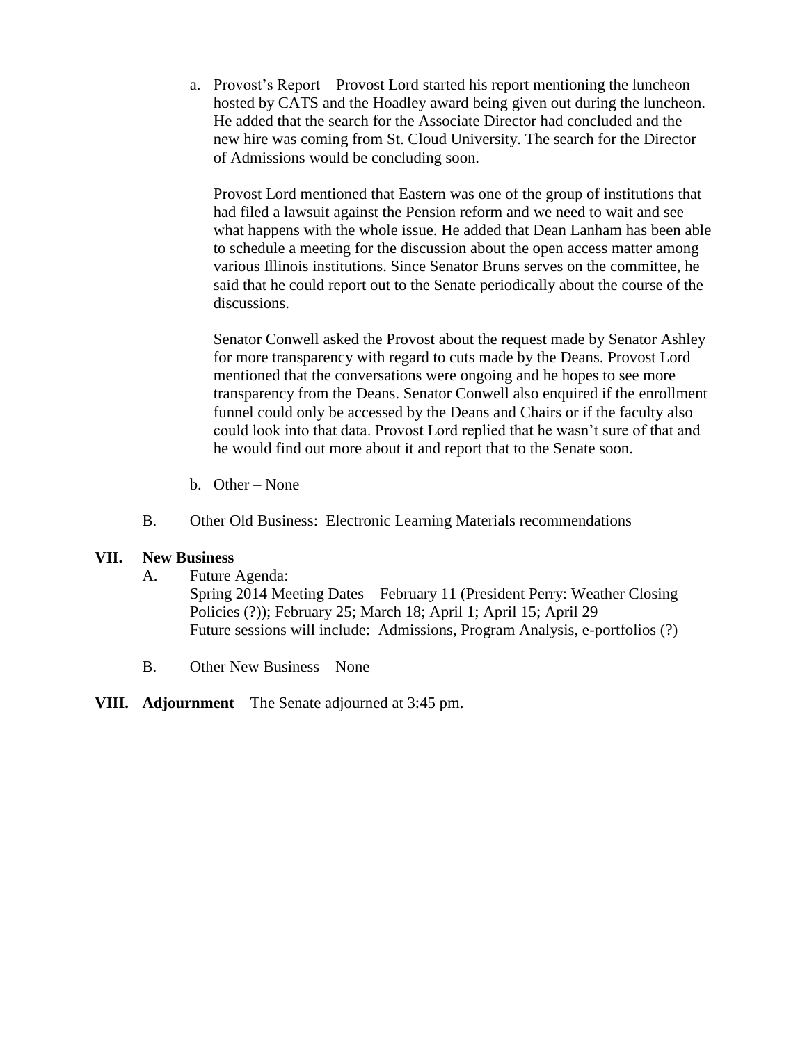a. Provost's Report – Provost Lord started his report mentioning the luncheon hosted by CATS and the Hoadley award being given out during the luncheon. He added that the search for the Associate Director had concluded and the new hire was coming from St. Cloud University. The search for the Director of Admissions would be concluding soon.

   Provost Lord mentioned that Eastern was one of the group of institutions that had filed a lawsuit against the Pension reform and we need to wait and see what happens with the whole issue. He added that Dean Lanham has been able to schedule a meeting for the discussion about the open access matter among various Illinois institutions. Since Senator Bruns serves on the committee, he said that he could report out to the Senate periodically about the course of the discussions.

   Senator Conwell asked the Provost about the request made by Senator Ashley for more transparency with regard to cuts made by the Deans. Provost Lord mentioned that the conversations were ongoing and he hopes to see more transparency from the Deans. Senator Conwell also enquired if the enrollment funnel could only be accessed by the Deans and Chairs or if the faculty also could look into that data. Provost Lord replied that he wasn't sure of that and he would find out more about it and report that to the Senate soon.

b. Other – None

B. Other Old Business: Electronic Learning Materials recommendations

**VII. New Business**

A. Future Agenda:
Spring 2014 Meeting Dates – February 11 (President Perry: Weather Closing Policies (?)); February 25; March 18; April 1; April 15; April 29
Future sessions will include: Admissions, Program Analysis, e-portfolios (?)

B. Other New Business – None

**VIII. Adjournment** – The Senate adjourned at 3:45 pm.